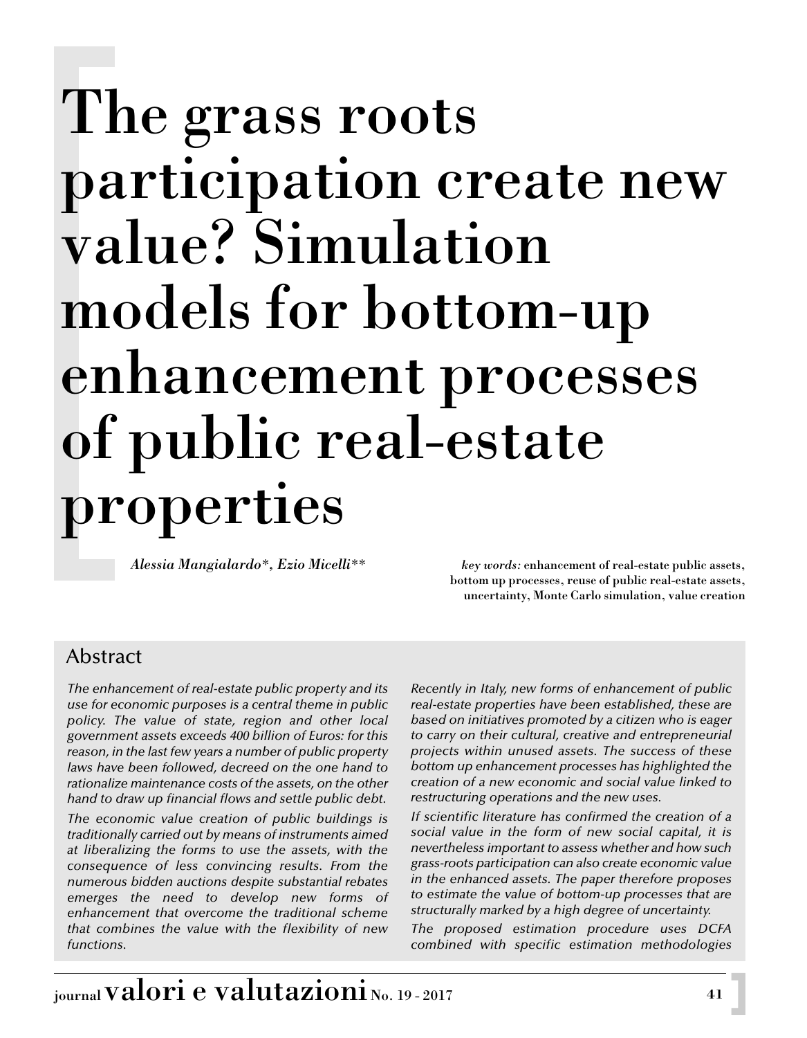# The grass roots participation create new value? Simulation models for bottom-up enhancement processes of public real-estate properties

*Alessia Mangialardo\*, Ezio Micelli\*\**

*key words:* **enhancement of real-estate public assets, bottom up processes, reuse of public real-estate assets, uncertainty, Monte Carlo simulation, value creation**

## Abstract

*The enhancement of real-estate public property and its use for economic purposes is a central theme in public policy. The value of state, region and other local government assets exceeds 400 billion of Euros: for this reason, in the last few years a number of public property laws have been followed, decreed on the one hand to rationalize maintenance costs of the assets, on the other hand to draw up financial flows and settle public debt.*

*The economic value creation of public buildings is traditionally carried out by means of instruments aimed at liberalizing the forms to use the assets, with the consequence of less convincing results. From the numerous bidden auctions despite substantial rebates emerges the need to develop new forms of enhancement that overcome the traditional scheme that combines the value with the flexibility of new functions.*

*Recently in Italy, new forms of enhancement of public real-estate properties have been established, these are based on initiatives promoted by a citizen who is eager to carry on their cultural, creative and entrepreneurial projects within unused assets. The success of these bottom up enhancement processes has highlighted the creation of a new economic and social value linked to restructuring operations and the new uses.*

*If scientific literature has confirmed the creation of a social value in the form of new social capital, it is nevertheless important to assess whether and how such grass-roots participation can also create economic value in the enhanced assets. The paper therefore proposes to estimate the value of bottom-up processes that are structurally marked by a high degree of uncertainty.*

*The proposed estimation procedure uses DCFA combined with specific estimation methodologies*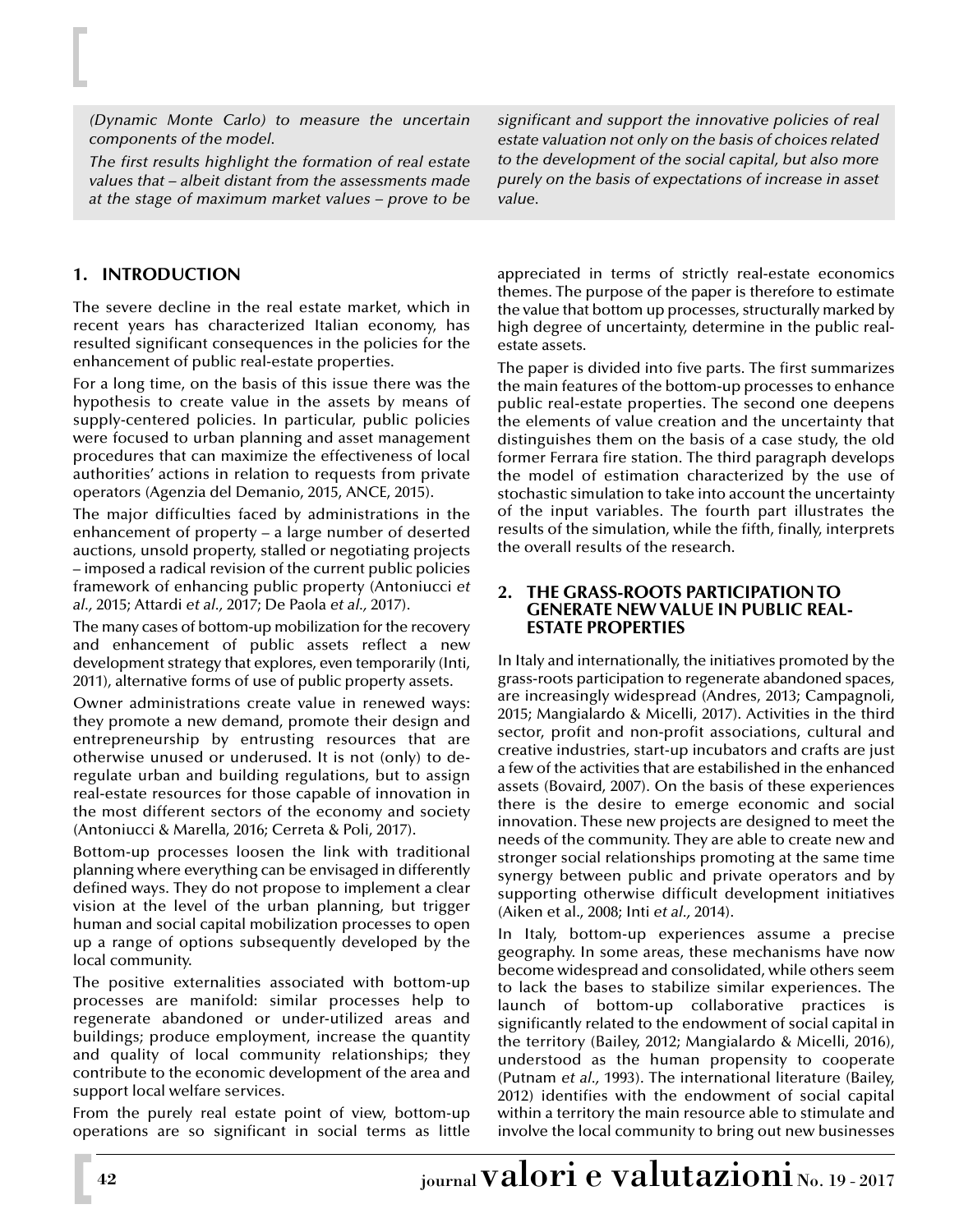*(Dynamic Monte Carlo) to measure the uncertain components of the model.*

*The first results highlight the formation of real estate values that – albeit distant from the assessments made at the stage of maximum market values – prove to be significant and support the innovative policies of real estate valuation not only on the basis of choices related to the development of the social capital, but also more purely on the basis of expectations of increase in asset value.*

## 1. INTRODUCTION

The severe decline in the real estate market, which in recent years has characterized Italian economy, has resulted significant consequences in the policies for the enhancement of public real-estate properties.

For a long time, on the basis of this issue there was the hypothesis to create value in the assets by means of supply-centered policies. In particular, public policies were focused to urban planning and asset management procedures that can maximize the effectiveness of local authorities' actions in relation to requests from private operators (Agenzia del Demanio, 2015, ANCE, 2015).

The major difficulties faced by administrations in the enhancement of property – a large number of deserted auctions, unsold property, stalled or negotiating projects – imposed a radical revision of the current public policies framework of enhancing public property (Antoniucci *et al.*, 2015; Attardi *et al.*, 2017; De Paola *et al.*, 2017).

The many cases of bottom-up mobilization for the recovery and enhancement of public assets reflect a new development strategy that explores, even temporarily (Inti, 2011), alternative forms of use of public property assets.

Owner administrations create value in renewed ways: they promote a new demand, promote their design and entrepreneurship by entrusting resources that are otherwise unused or underused. It is not (only) to de-regulate urban and building regulations, but to assign real-estate resources for those capable of innovation in the most different sectors of the economy and society (Antoniucci & Marella, 2016; Cerreta & Poli, 2017).

Bottom-up processes loosen the link with traditional planning where everything can be envisaged in differently defined ways. They do not propose to implement a clear vision at the level of the urban planning, but trigger human and social capital mobilization processes to open up a range of options subsequently developed by the local community.

The positive externalities associated with bottom-up processes are manifold: similar processes help to regenerate abandoned or under-utilized areas and buildings; produce employment, increase the quantity and quality of local community relationships; they contribute to the economic development of the area and support local welfare services.

From the purely real estate point of view, bottom-up operations are so significant in social terms as little appreciated in terms of strictly real-estate economics themes. The purpose of the paper is therefore to estimate the value that bottom up processes, structurally marked by high degree of uncertainty, determine in the public real-estate assets.

The paper is divided into five parts. The first summarizes the main features of the bottom-up processes to enhance public real-estate properties. The second one deepens the elements of value creation and the uncertainty that distinguishes them on the basis of a case study, the old former Ferrara fire station. The third paragraph develops the model of estimation characterized by the use of stochastic simulation to take into account the uncertainty of the input variables. The fourth part illustrates the results of the simulation, while the fifth, finally, interprets the overall results of the research.

## 2. THE GRASS-ROOTS PARTICIPATION TO GENERATE NEW VALUE IN PUBLIC REAL-ESTATE PROPERTIES

In Italy and internationally, the initiatives promoted by the grass-roots participation to regenerate abandoned spaces, are increasingly widespread (Andres, 2013; Campagnoli, 2015; Mangialardo & Micelli, 2017). Activities in the third sector, profit and non-profit associations, cultural and creative industries, start-up incubators and crafts are just a few of the activities that are estabilished in the enhanced assets (Bovaird, 2007). On the basis of these experiences there is the desire to emerge economic and social innovation. These new projects are designed to meet the needs of the community. They are able to create new and stronger social relationships promoting at the same time synergy between public and private operators and by supporting otherwise difficult development initiatives (Aiken et al., 2008; Inti *et al.*, 2014).

In Italy, bottom-up experiences assume a precise geography. In some areas, these mechanisms have now become widespread and consolidated, while others seem to lack the bases to stabilize similar experiences. The launch of bottom-up collaborative practices is significantly related to the endowment of social capital in the territory (Bailey, 2012; Mangialardo & Micelli, 2016), understood as the human propensity to cooperate (Putnam *et al.*, 1993). The international literature (Bailey, 2012) identifies with the endowment of social capital within a territory the main resource able to stimulate and involve the local community to bring out new businesses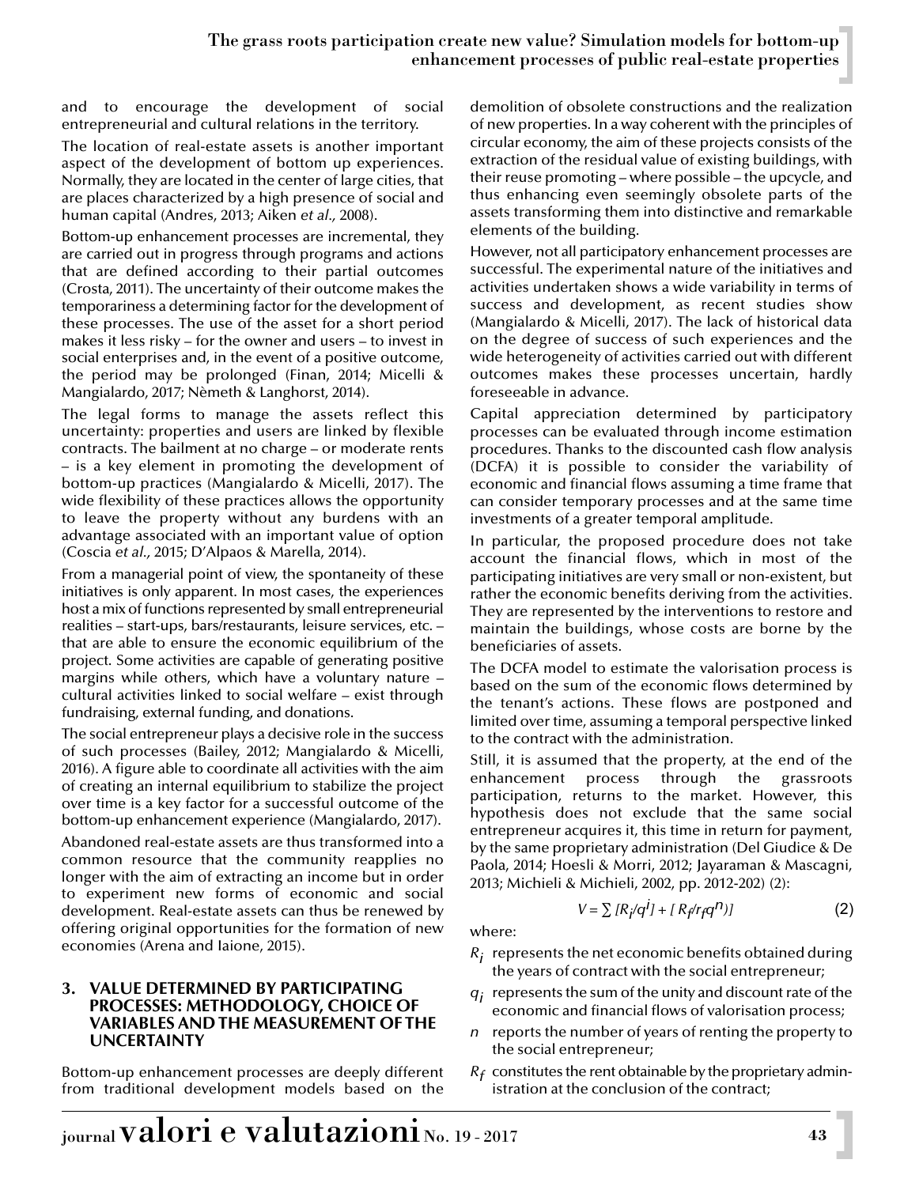and to encourage the development of social entrepreneurial and cultural relations in the territory.

The location of real-estate assets is another important aspect of the development of bottom up experiences. Normally, they are located in the center of large cities, that are places characterized by a high presence of social and human capital (Andres, 2013; Aiken *et al.,* 2008).

Bottom-up enhancement processes are incremental, they are carried out in progress through programs and actions that are defined according to their partial outcomes (Crosta, 2011). The uncertainty of their outcome makes the temporariness a determining factor for the development of these processes. The use of the asset for a short period makes it less risky – for the owner and users – to invest in social enterprises and, in the event of a positive outcome, the period may be prolonged (Finan, 2014; Micelli & Mangialardo, 2017; Nèmeth & Langhorst, 2014).

The legal forms to manage the assets reflect this uncertainty: properties and users are linked by flexible contracts. The bailment at no charge – or moderate rents – is a key element in promoting the development of bottom-up practices (Mangialardo & Micelli, 2017). The wide flexibility of these practices allows the opportunity to leave the property without any burdens with an advantage associated with an important value of option (Coscia *et al.,* 2015; D'Alpaos & Marella, 2014).

From a managerial point of view, the spontaneity of these initiatives is only apparent. In most cases, the experiences host a mix of functions represented by small entrepreneurial realities – start-ups, bars/restaurants, leisure services, etc. – that are able to ensure the economic equilibrium of the project. Some activities are capable of generating positive margins while others, which have a voluntary nature – cultural activities linked to social welfare – exist through fundraising, external funding, and donations.

The social entrepreneur plays a decisive role in the success of such processes (Bailey, 2012; Mangialardo & Micelli, 2016). A figure able to coordinate all activities with the aim of creating an internal equilibrium to stabilize the project over time is a key factor for a successful outcome of the bottom-up enhancement experience (Mangialardo, 2017).

Abandoned real-estate assets are thus transformed into a common resource that the community reapplies no longer with the aim of extracting an income but in order to experiment new forms of economic and social development. Real-estate assets can thus be renewed by offering original opportunities for the formation of new economies (Arena and Iaione, 2015).

## 3. VALUE DETERMINED BY PARTICIPATING PROCESSES: METHODOLOGY, CHOICE OF VARIABLES AND THE MEASUREMENT OF THE UNCERTAINTY

Bottom-up enhancement processes are deeply different from traditional development models based on the demolition of obsolete constructions and the realization of new properties. In a way coherent with the principles of circular economy, the aim of these projects consists of the extraction of the residual value of existing buildings, with their reuse promoting – where possible – the upcycle, and thus enhancing even seemingly obsolete parts of the assets transforming them into distinctive and remarkable elements of the building.

However, not all participatory enhancement processes are successful. The experimental nature of the initiatives and activities undertaken shows a wide variability in terms of success and development, as recent studies show (Mangialardo & Micelli, 2017). The lack of historical data on the degree of success of such experiences and the wide heterogeneity of activities carried out with different outcomes makes these processes uncertain, hardly foreseeable in advance.

Capital appreciation determined by participatory processes can be evaluated through income estimation procedures. Thanks to the discounted cash flow analysis (DCFA) it is possible to consider the variability of economic and financial flows assuming a time frame that can consider temporary processes and at the same time investments of a greater temporal amplitude.

In particular, the proposed procedure does not take account the financial flows, which in most of the participating initiatives are very small or non-existent, but rather the economic benefits deriving from the activities. They are represented by the interventions to restore and maintain the buildings, whose costs are borne by the beneficiaries of assets.

The DCFA model to estimate the valorisation process is based on the sum of the economic flows determined by the tenant's actions. These flows are postponed and limited over time, assuming a temporal perspective linked to the contract with the administration.

Still, it is assumed that the property, at the end of the enhancement process through the grassroots participation, returns to the market. However, this hypothesis does not exclude that the same social entrepreneur acquires it, this time in return for payment, by the same proprietary administration (Del Giudice & De Paola, 2014; Hoesli & Morri, 2012; Jayaraman & Mascagni, 2013; Michieli & Michieli, 2002, pp. 2012-202) (2):

$$V = \sum [R_i/q^i] + [R_f/r_f q^n)] \qquad (2)$$

where:

- $R_i$ represents the net economic benefits obtained during the years of contract with the social entrepreneur;
- $q_i$ represents the sum of the unity and discount rate of the economic and financial flows of valorisation process;
- $n$ reports the number of years of renting the property to the social entrepreneur;
- $R_f$ constitutes the rent obtainable by the proprietary administration at the conclusion of the contract;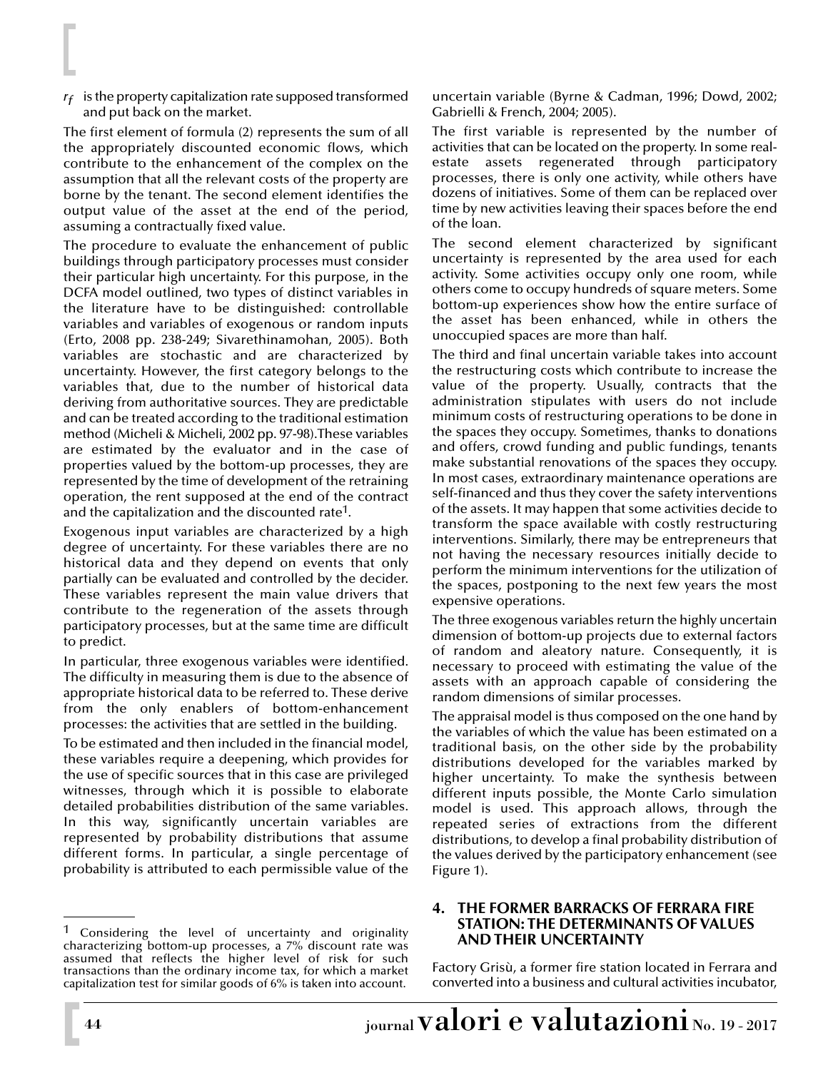$r_f$ is the property capitalization rate supposed transformed and put back on the market.

The first element of formula (2) represents the sum of all the appropriately discounted economic flows, which contribute to the enhancement of the complex on the assumption that all the relevant costs of the property are borne by the tenant. The second element identifies the output value of the asset at the end of the period, assuming a contractually fixed value.

The procedure to evaluate the enhancement of public buildings through participatory processes must consider their particular high uncertainty. For this purpose, in the DCFA model outlined, two types of distinct variables in the literature have to be distinguished: controllable variables and variables of exogenous or random inputs (Erto, 2008 pp. 238-249; Sivarethinamohan, 2005). Both variables are stochastic and are characterized by uncertainty. However, the first category belongs to the variables that, due to the number of historical data deriving from authoritative sources. They are predictable and can be treated according to the traditional estimation method (Micheli & Micheli, 2002 pp. 97-98).These variables are estimated by the evaluator and in the case of properties valued by the bottom-up processes, they are represented by the time of development of the retraining operation, the rent supposed at the end of the contract and the capitalization and the discounted rate[1].

Exogenous input variables are characterized by a high degree of uncertainty. For these variables there are no historical data and they depend on events that only partially can be evaluated and controlled by the decider. These variables represent the main value drivers that contribute to the regeneration of the assets through participatory processes, but at the same time are difficult to predict.

In particular, three exogenous variables were identified. The difficulty in measuring them is due to the absence of appropriate historical data to be referred to. These derive from the only enablers of bottom-enhancement processes: the activities that are settled in the building.

To be estimated and then included in the financial model, these variables require a deepening, which provides for the use of specific sources that in this case are privileged witnesses, through which it is possible to elaborate detailed probabilities distribution of the same variables. In this way, significantly uncertain variables are represented by probability distributions that assume different forms. In particular, a single percentage of probability is attributed to each permissible value of the uncertain variable (Byrne & Cadman, 1996; Dowd, 2002; Gabrielli & French, 2004; 2005).

The first variable is represented by the number of activities that can be located on the property. In some real-estate assets regenerated through participatory processes, there is only one activity, while others have dozens of initiatives. Some of them can be replaced over time by new activities leaving their spaces before the end of the loan.

The second element characterized by significant uncertainty is represented by the area used for each activity. Some activities occupy only one room, while others come to occupy hundreds of square meters. Some bottom-up experiences show how the entire surface of the asset has been enhanced, while in others the unoccupied spaces are more than half.

The third and final uncertain variable takes into account the restructuring costs which contribute to increase the value of the property. Usually, contracts that the administration stipulates with users do not include minimum costs of restructuring operations to be done in the spaces they occupy. Sometimes, thanks to donations and offers, crowd funding and public fundings, tenants make substantial renovations of the spaces they occupy. In most cases, extraordinary maintenance operations are self-financed and thus they cover the safety interventions of the assets. It may happen that some activities decide to transform the space available with costly restructuring interventions. Similarly, there may be entrepreneurs that not having the necessary resources initially decide to perform the minimum interventions for the utilization of the spaces, postponing to the next few years the most expensive operations.

The three exogenous variables return the highly uncertain dimension of bottom-up projects due to external factors of random and aleatory nature. Consequently, it is necessary to proceed with estimating the value of the assets with an approach capable of considering the random dimensions of similar processes.

The appraisal model is thus composed on the one hand by the variables of which the value has been estimated on a traditional basis, on the other side by the probability distributions developed for the variables marked by higher uncertainty. To make the synthesis between different inputs possible, the Monte Carlo simulation model is used. This approach allows, through the repeated series of extractions from the different distributions, to develop a final probability distribution of the values derived by the participatory enhancement (see Figure 1).

## 4. THE FORMER BARRACKS OF FERRARA FIRE STATION: THE DETERMINANTS OF VALUES AND THEIR UNCERTAINTY

Factory Grisù, a former fire station located in Ferrara and converted into a business and cultural activities incubator,

---

[1] Considering the level of uncertainty and originality characterizing bottom-up processes, a 7% discount rate was assumed that reflects the higher level of risk for such transactions than the ordinary income tax, for which a market capitalization test for similar goods of 6% is taken into account.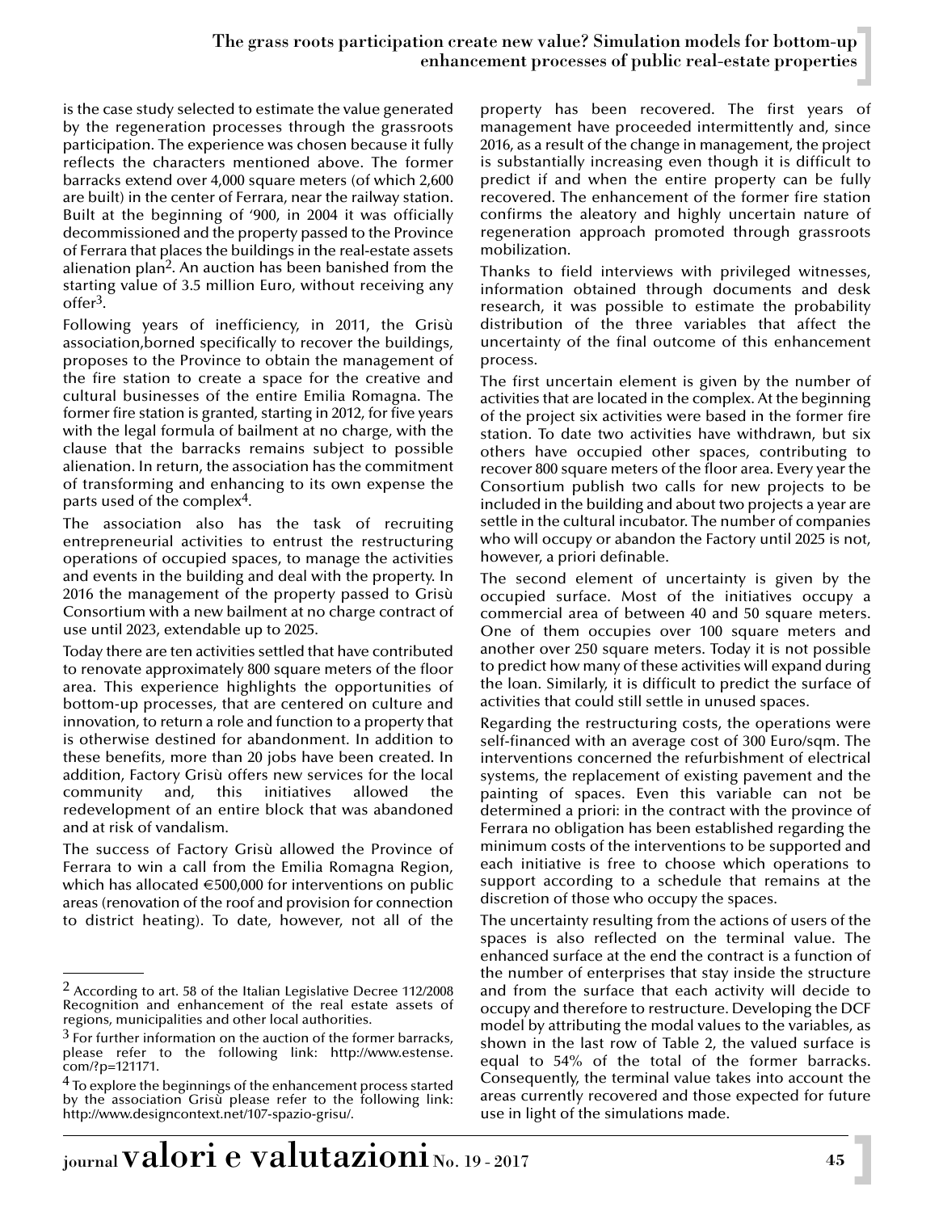is the case study selected to estimate the value generated by the regeneration processes through the grassroots participation. The experience was chosen because it fully reflects the characters mentioned above. The former barracks extend over 4,000 square meters (of which 2,600 are built) in the center of Ferrara, near the railway station. Built at the beginning of '900, in 2004 it was officially decommissioned and the property passed to the Province of Ferrara that places the buildings in the real-estate assets alienation plan[2]. An auction has been banished from the starting value of 3.5 million Euro, without receiving any offer[3].

Following years of inefficiency, in 2011, the Grisù association,borned specifically to recover the buildings, proposes to the Province to obtain the management of the fire station to create a space for the creative and cultural businesses of the entire Emilia Romagna. The former fire station is granted, starting in 2012, for five years with the legal formula of bailment at no charge, with the clause that the barracks remains subject to possible alienation. In return, the association has the commitment of transforming and enhancing to its own expense the parts used of the complex[4].

The association also has the task of recruiting entrepreneurial activities to entrust the restructuring operations of occupied spaces, to manage the activities and events in the building and deal with the property. In 2016 the management of the property passed to Grisù Consortium with a new bailment at no charge contract of use until 2023, extendable up to 2025.

Today there are ten activities settled that have contributed to renovate approximately 800 square meters of the floor area. This experience highlights the opportunities of bottom-up processes, that are centered on culture and innovation, to return a role and function to a property that is otherwise destined for abandonment. In addition to these benefits, more than 20 jobs have been created. In addition, Factory Grisù offers new services for the local community and, this initiatives allowed the redevelopment of an entire block that was abandoned and at risk of vandalism.

The success of Factory Grisù allowed the Province of Ferrara to win a call from the Emilia Romagna Region, which has allocated €500,000 for interventions on public areas (renovation of the roof and provision for connection to district heating). To date, however, not all of the property has been recovered. The first years of management have proceeded intermittently and, since 2016, as a result of the change in management, the project is substantially increasing even though it is difficult to predict if and when the entire property can be fully recovered. The enhancement of the former fire station confirms the aleatory and highly uncertain nature of regeneration approach promoted through grassroots mobilization.

Thanks to field interviews with privileged witnesses, information obtained through documents and desk research, it was possible to estimate the probability distribution of the three variables that affect the uncertainty of the final outcome of this enhancement process.

The first uncertain element is given by the number of activities that are located in the complex. At the beginning of the project six activities were based in the former fire station. To date two activities have withdrawn, but six others have occupied other spaces, contributing to recover 800 square meters of the floor area. Every year the Consortium publish two calls for new projects to be included in the building and about two projects a year are settle in the cultural incubator. The number of companies who will occupy or abandon the Factory until 2025 is not, however, a priori definable.

The second element of uncertainty is given by the occupied surface. Most of the initiatives occupy a commercial area of between 40 and 50 square meters. One of them occupies over 100 square meters and another over 250 square meters. Today it is not possible to predict how many of these activities will expand during the loan. Similarly, it is difficult to predict the surface of activities that could still settle in unused spaces.

Regarding the restructuring costs, the operations were self-financed with an average cost of 300 Euro/sqm. The interventions concerned the refurbishment of electrical systems, the replacement of existing pavement and the painting of spaces. Even this variable can not be determined a priori: in the contract with the province of Ferrara no obligation has been established regarding the minimum costs of the interventions to be supported and each initiative is free to choose which operations to support according to a schedule that remains at the discretion of those who occupy the spaces.

The uncertainty resulting from the actions of users of the spaces is also reflected on the terminal value. The enhanced surface at the end the contract is a function of the number of enterprises that stay inside the structure and from the surface that each activity will decide to occupy and therefore to restructure. Developing the DCF model by attributing the modal values to the variables, as shown in the last row of Table 2, the valued surface is equal to 54% of the total of the former barracks. Consequently, the terminal value takes into account the areas currently recovered and those expected for future use in light of the simulations made.

---

[2] According to art. 58 of the Italian Legislative Decree 112/2008 Recognition and enhancement of the real estate assets of regions, municipalities and other local authorities.

[3] For further information on the auction of the former barracks, please refer to the following link: http://www.estense.com/?p=121171.

[4] To explore the beginnings of the enhancement process started by the association Grisù please refer to the following link: http://www.designcontext.net/107-spazio-grisu/.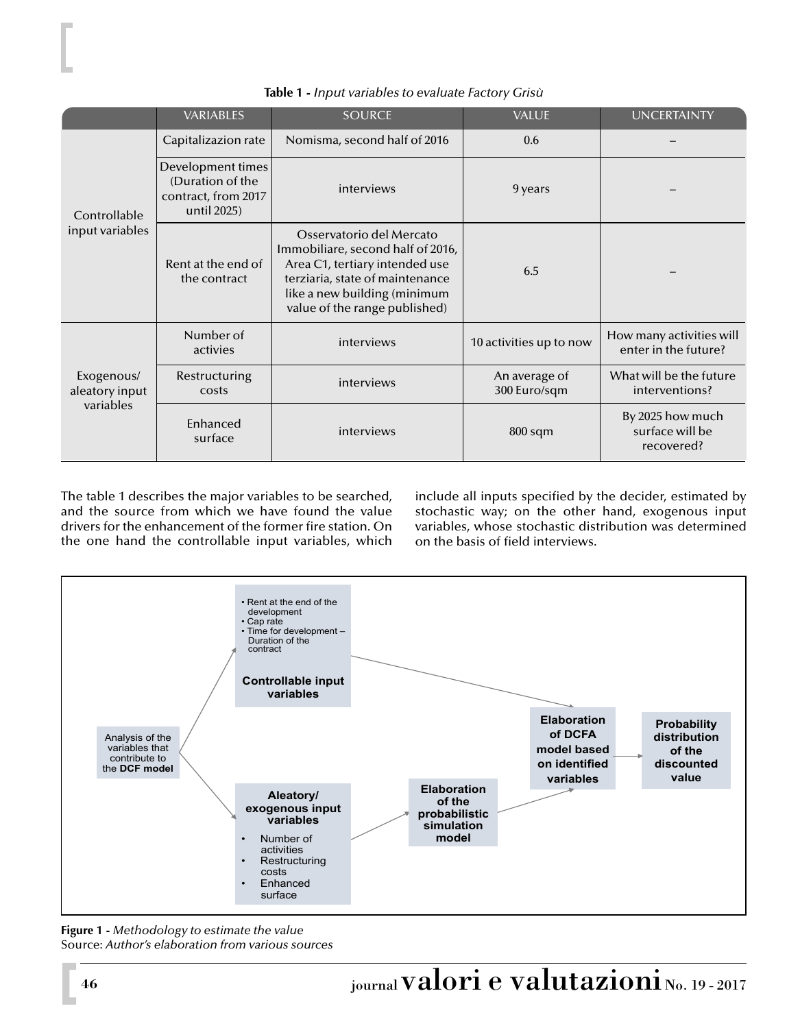**Table 1 -** *Input variables to evaluate Factory Grisù*

| | VARIABLES | SOURCE | VALUE | UNCERTAINTY |
|---|---|---|---|---|
| Controllable input variables | Capitalizazion rate | Nomisma, second half of 2016 | 0.6 | – |
| | Development times (Duration of the contract, from 2017 until 2025) | interviews | 9 years | – |
| | Rent at the end of the contract | Osservatorio del Mercato Immobiliare, second half of 2016, Area C1, tertiary intended use terziaria, state of maintenance like a new building (minimum value of the range published) | 6.5 | – |
| Exogenous/ aleatory input variables | Number of activies | interviews | 10 activities up to now | How many activities will enter in the future? |
| | Restructuring costs | interviews | An average of 300 Euro/sqm | What will be the future interventions? |
| | Enhanced surface | interviews | 800 sqm | By 2025 how much surface will be recovered? |

The table 1 describes the major variables to be searched, and the source from which we have found the value drivers for the enhancement of the former fire station. On the one hand the controllable input variables, which include all inputs specified by the decider, estimated by stochastic way; on the other hand, exogenous input variables, whose stochastic distribution was determined on the basis of field interviews.

**Figure 1 -** *Methodology to estimate the value*
Source: *Author's elaboration from various sources*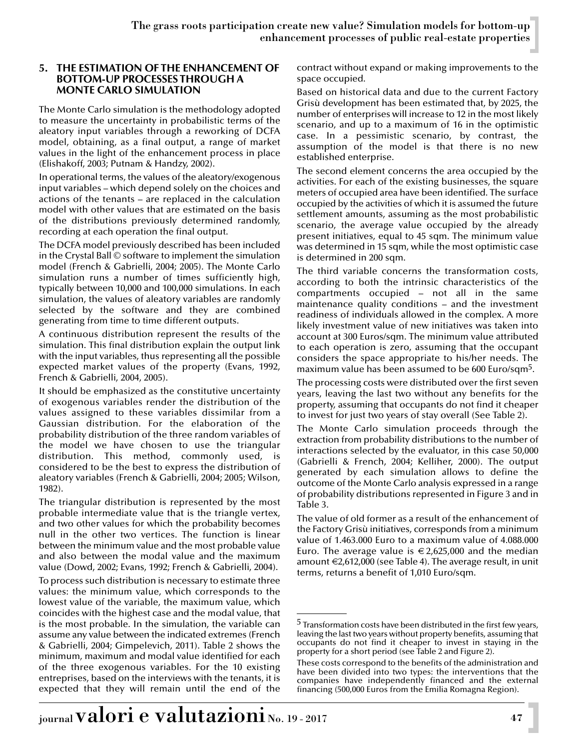## 5. THE ESTIMATION OF THE ENHANCEMENT OF BOTTOM-UP PROCESSES THROUGH A MONTE CARLO SIMULATION

The Monte Carlo simulation is the methodology adopted to measure the uncertainty in probabilistic terms of the aleatory input variables through a reworking of DCFA model, obtaining, as a final output, a range of market values in the light of the enhancement process in place (Elishakoff, 2003; Putnam & Handzy, 2002).

In operational terms, the values of the aleatory/exogenous input variables – which depend solely on the choices and actions of the tenants – are replaced in the calculation model with other values that are estimated on the basis of the distributions previously determined randomly, recording at each operation the final output.

The DCFA model previously described has been included in the Crystal Ball © software to implement the simulation model (French & Gabrielli, 2004; 2005). The Monte Carlo simulation runs a number of times sufficiently high, typically between 10,000 and 100,000 simulations. In each simulation, the values of aleatory variables are randomly selected by the software and they are combined generating from time to time different outputs.

A continuous distribution represent the results of the simulation. This final distribution explain the output link with the input variables, thus representing all the possible expected market values of the property (Evans, 1992, French & Gabrielli, 2004, 2005).

It should be emphasized as the constitutive uncertainty of exogenous variables render the distribution of the values assigned to these variables dissimilar from a Gaussian distribution. For the elaboration of the probability distribution of the three random variables of the model we have chosen to use the triangular distribution. This method, commonly used, is considered to be the best to express the distribution of aleatory variables (French & Gabrielli, 2004; 2005; Wilson, 1982).

The triangular distribution is represented by the most probable intermediate value that is the triangle vertex, and two other values for which the probability becomes null in the other two vertices. The function is linear between the minimum value and the most probable value and also between the modal value and the maximum value (Dowd, 2002; Evans, 1992; French & Gabrielli, 2004).

To process such distribution is necessary to estimate three values: the minimum value, which corresponds to the lowest value of the variable, the maximum value, which coincides with the highest case and the modal value, that is the most probable. In the simulation, the variable can assume any value between the indicated extremes (French & Gabrielli, 2004; Gimpelevich, 2011). Table 2 shows the minimum, maximum and modal value identified for each of the three exogenous variables. For the 10 existing entreprises, based on the interviews with the tenants, it is expected that they will remain until the end of the contract without expand or making improvements to the space occupied.

Based on historical data and due to the current Factory Grisù development has been estimated that, by 2025, the number of enterprises will increase to 12 in the most likely scenario, and up to a maximum of 16 in the optimistic case. In a pessimistic scenario, by contrast, the assumption of the model is that there is no new established enterprise.

The second element concerns the area occupied by the activities. For each of the existing businesses, the square meters of occupied area have been identified. The surface occupied by the activities of which it is assumed the future settlement amounts, assuming as the most probabilistic scenario, the average value occupied by the already present initiatives, equal to 45 sqm. The minimum value was determined in 15 sqm, while the most optimistic case is determined in 200 sqm.

The third variable concerns the transformation costs, according to both the intrinsic characteristics of the compartments occupied – not all in the same maintenance quality conditions – and the investment readiness of individuals allowed in the complex. A more likely investment value of new initiatives was taken into account at 300 Euros/sqm. The minimum value attributed to each operation is zero, assuming that the occupant considers the space appropriate to his/her needs. The maximum value has been assumed to be 600 Euro/sqm[5].

The processing costs were distributed over the first seven years, leaving the last two without any benefits for the property, assuming that occupants do not find it cheaper to invest for just two years of stay overall (See Table 2).

The Monte Carlo simulation proceeds through the extraction from probability distributions to the number of interactions selected by the evaluator, in this case 50,000 (Gabrielli & French, 2004; Kelliher, 2000). The output generated by each simulation allows to define the outcome of the Monte Carlo analysis expressed in a range of probability distributions represented in Figure 3 and in Table 3.

The value of old former as a result of the enhancement of the Factory Grisù initiatives, corresponds from a minimum value of 1.463.000 Euro to a maximum value of 4.088.000 Euro. The average value is € 2,625,000 and the median amount €2,612,000 (see Table 4). The average result, in unit terms, returns a benefit of 1,010 Euro/sqm.

---

[5] Transformation costs have been distributed in the first few years, leaving the last two years without property benefits, assuming that occupants do not find it cheaper to invest in staying in the property for a short period (see Table 2 and Figure 2).

These costs correspond to the benefits of the administration and have been divided into two types: the interventions that the companies have independently financed and the external financing (500,000 Euros from the Emilia Romagna Region).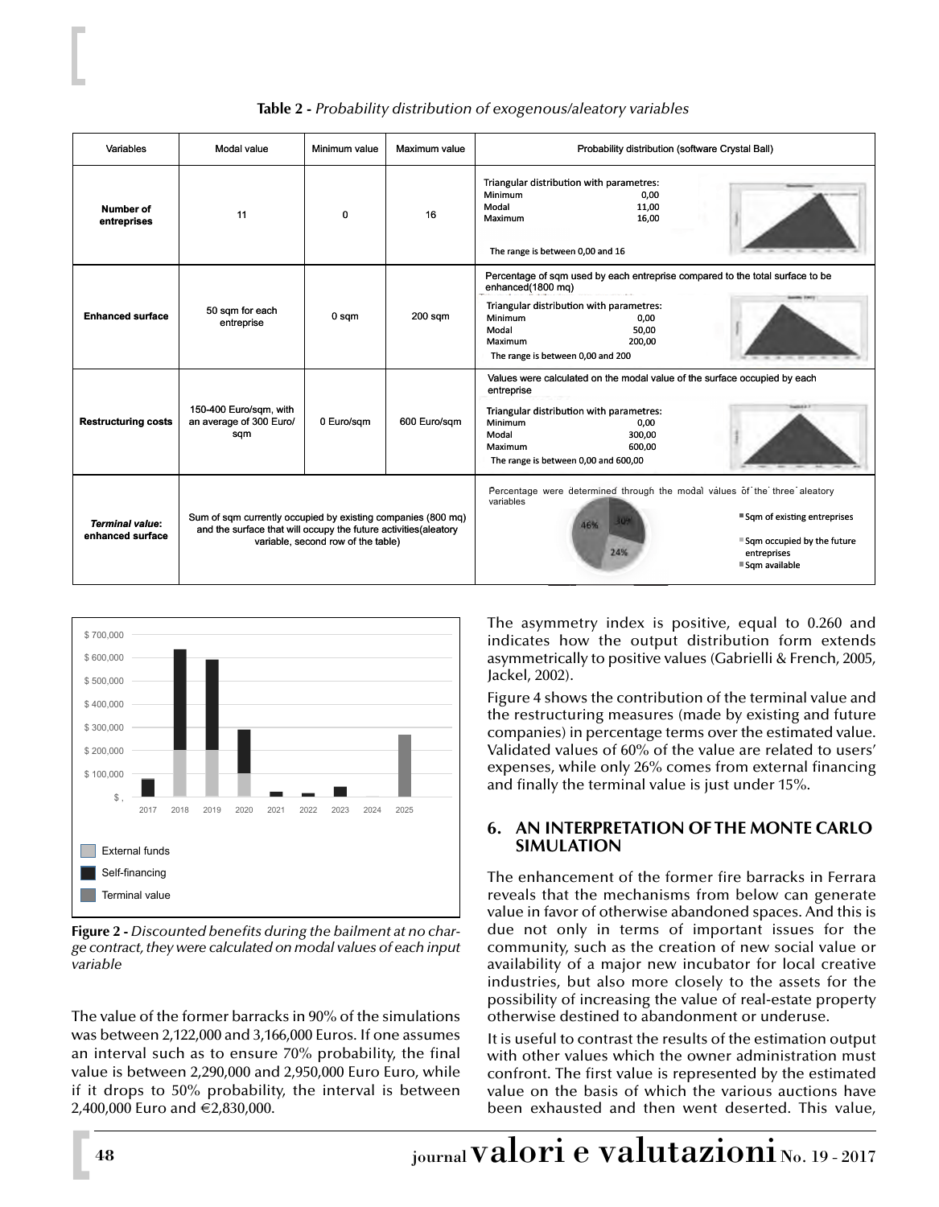**Table 2** - *Probability distribution of exogenous/aleatory variables*

| Variables | Modal value | Minimum value | Maximum value | Probability distribution (software Crystal Ball) |
|---|---|---|---|---|
| **Number of entreprises** | 11 | 0 | 16 | Triangular distribution with parametres: Minimum 0,00; Modal 11,00; Maximum 16,00. The range is between 0,00 and 16 |
| **Enhanced surface** | 50 sqm for each entreprise | 0 sqm | 200 sqm | Percentage of sqm used by each entreprise compared to the total surface to be enhanced(1800 mq). Triangular distribution with parametres: Minimum 0,00; Modal 50,00; Maximum 200,00. The range is between 0,00 and 200 |
| **Restructuring costs** | 150-400 Euro/sqm, with an average of 300 Euro/sqm | 0 Euro/sqm | 600 Euro/sqm | Values were calculated on the modal value of the surface occupied by each entreprise. Triangular distribution with parametres: Minimum 0,00; Modal 300,00; Maximum 600,00. The range is between 0,00 and 600,00 |
| ***Terminal value*: enhanced surface** | Sum of sqm currently occupied by existing companies (800 mq) and the surface that will occupy the future activities(aleatory variable, second row of the table) | | | Percentage were determined through the modal values of the three aleatory variables. Sqm of existing entreprises 30%; Sqm occupied by the future entreprises 24%; Sqm available 46% |

**Figure 2** - *Discounted benefits during the bailment at no charge contract, they were calculated on modal values of each input variable*

The value of the former barracks in 90% of the simulations was between 2,122,000 and 3,166,000 Euros. If one assumes an interval such as to ensure 70% probability, the final value is between 2,290,000 and 2,950,000 Euro Euro, while if it drops to 50% probability, the interval is between 2,400,000 Euro and €2,830,000.

The asymmetry index is positive, equal to 0.260 and indicates how the output distribution form extends asymmetrically to positive values (Gabrielli & French, 2005, Jackel, 2002).

Figure 4 shows the contribution of the terminal value and the restructuring measures (made by existing and future companies) in percentage terms over the estimated value. Validated values of 60% of the value are related to users' expenses, while only 26% comes from external financing and finally the terminal value is just under 15%.

## 6. AN INTERPRETATION OF THE MONTE CARLO SIMULATION

The enhancement of the former fire barracks in Ferrara reveals that the mechanisms from below can generate value in favor of otherwise abandoned spaces. And this is due not only in terms of important issues for the community, such as the creation of new social value or availability of a major new incubator for local creative industries, but also more closely to the assets for the possibility of increasing the value of real-estate property otherwise destined to abandonment or underuse.

It is useful to contrast the results of the estimation output with other values which the owner administration must confront. The first value is represented by the estimated value on the basis of which the various auctions have been exhausted and then went deserted. This value,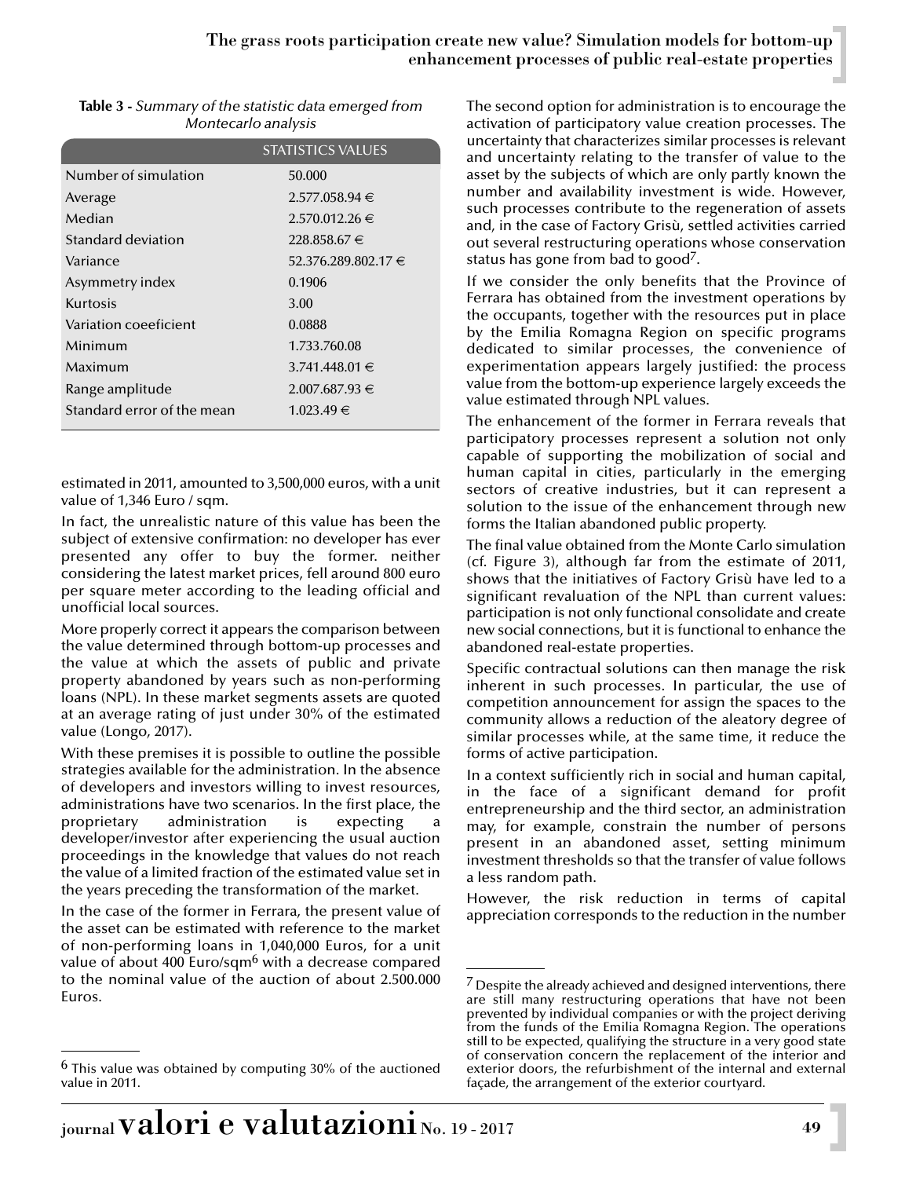**Table 3** - *Summary of the statistic data emerged from Montecarlo analysis*

| | STATISTICS VALUES |
|---|---|
| Number of simulation | 50.000 |
| Average | 2.577.058.94 € |
| Median | 2.570.012.26 € |
| Standard deviation | 228.858.67 € |
| Variance | 52.376.289.802.17 € |
| Asymmetry index | 0.1906 |
| Kurtosis | 3.00 |
| Variation coeeficient | 0.0888 |
| Minimum | 1.733.760.08 |
| Maximum | 3.741.448.01 € |
| Range amplitude | 2.007.687.93 € |
| Standard error of the mean | 1.023.49 € |

estimated in 2011, amounted to 3,500,000 euros, with a unit value of 1,346 Euro / sqm.

In fact, the unrealistic nature of this value has been the subject of extensive confirmation: no developer has ever presented any offer to buy the former. neither considering the latest market prices, fell around 800 euro per square meter according to the leading official and unofficial local sources.

More properly correct it appears the comparison between the value determined through bottom-up processes and the value at which the assets of public and private property abandoned by years such as non-performing loans (NPL). In these market segments assets are quoted at an average rating of just under 30% of the estimated value (Longo, 2017).

With these premises it is possible to outline the possible strategies available for the administration. In the absence of developers and investors willing to invest resources, administrations have two scenarios. In the first place, the proprietary administration is expecting a developer/investor after experiencing the usual auction proceedings in the knowledge that values do not reach the value of a limited fraction of the estimated value set in the years preceding the transformation of the market.

In the case of the former in Ferrara, the present value of the asset can be estimated with reference to the market of non-performing loans in 1,040,000 Euros, for a unit value of about 400 Euro/sqm[6] with a decrease compared to the nominal value of the auction of about 2.500.000 Euros.

[6] This value was obtained by computing 30% of the auctioned value in 2011.

The second option for administration is to encourage the activation of participatory value creation processes. The uncertainty that characterizes similar processes is relevant and uncertainty relating to the transfer of value to the asset by the subjects of which are only partly known the number and availability investment is wide. However, such processes contribute to the regeneration of assets and, in the case of Factory Grisù, settled activities carried out several restructuring operations whose conservation status has gone from bad to good[7].

If we consider the only benefits that the Province of Ferrara has obtained from the investment operations by the occupants, together with the resources put in place by the Emilia Romagna Region on specific programs dedicated to similar processes, the convenience of experimentation appears largely justified: the process value from the bottom-up experience largely exceeds the value estimated through NPL values.

The enhancement of the former in Ferrara reveals that participatory processes represent a solution not only capable of supporting the mobilization of social and human capital in cities, particularly in the emerging sectors of creative industries, but it can represent a solution to the issue of the enhancement through new forms the Italian abandoned public property.

The final value obtained from the Monte Carlo simulation (cf. Figure 3), although far from the estimate of 2011, shows that the initiatives of Factory Grisù have led to a significant revaluation of the NPL than current values: participation is not only functional consolidate and create new social connections, but it is functional to enhance the abandoned real-estate properties.

Specific contractual solutions can then manage the risk inherent in such processes. In particular, the use of competition announcement for assign the spaces to the community allows a reduction of the aleatory degree of similar processes while, at the same time, it reduce the forms of active participation.

In a context sufficiently rich in social and human capital, in the face of a significant demand for profit entrepreneurship and the third sector, an administration may, for example, constrain the number of persons present in an abandoned asset, setting minimum investment thresholds so that the transfer of value follows a less random path.

However, the risk reduction in terms of capital appreciation corresponds to the reduction in the number

[7] Despite the already achieved and designed interventions, there are still many restructuring operations that have not been prevented by individual companies or with the project deriving from the funds of the Emilia Romagna Region. The operations still to be expected, qualifying the structure in a very good state of conservation concern the replacement of the interior and exterior doors, the refurbishment of the internal and external façade, the arrangement of the exterior courtyard.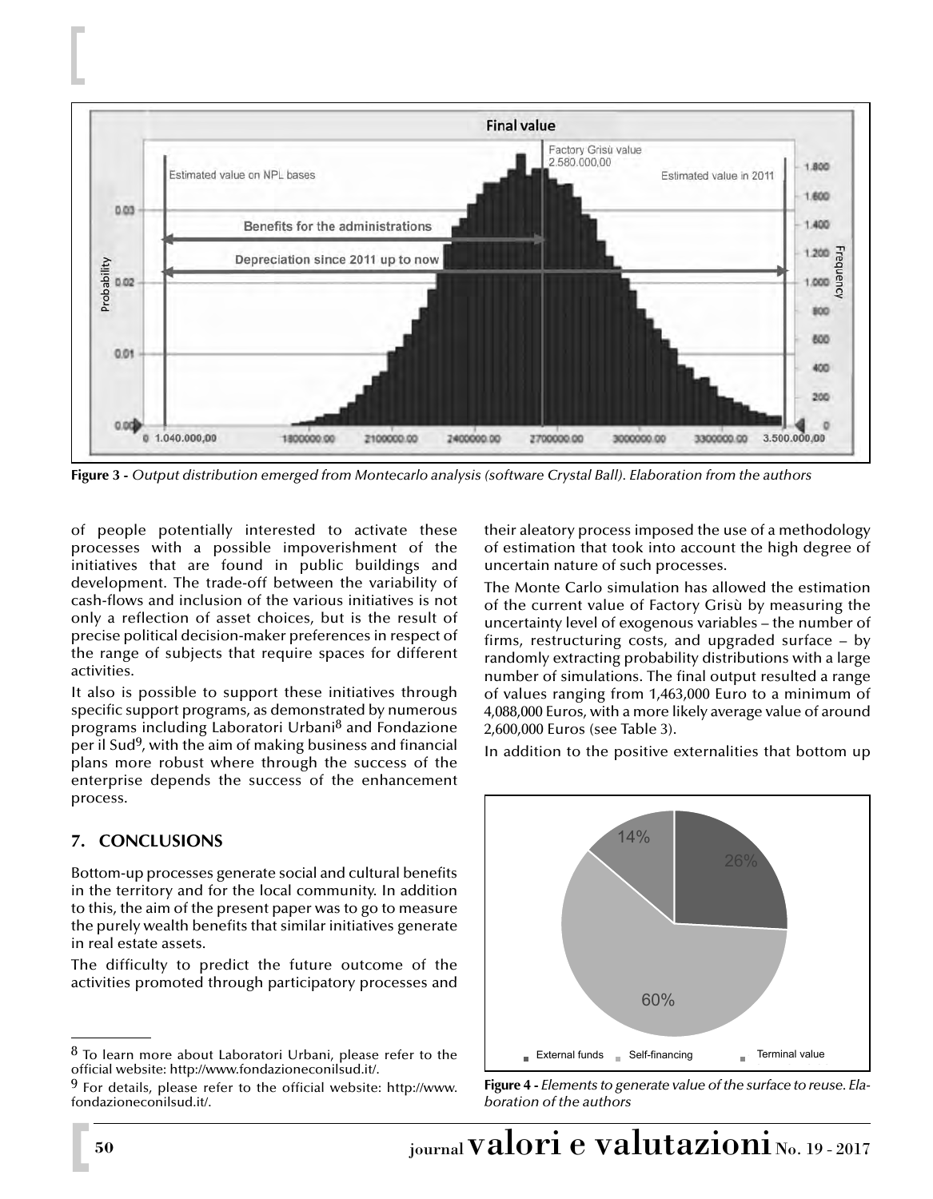**Figure 3 -** *Output distribution emerged from Montecarlo analysis (software Crystal Ball). Elaboration from the authors*

of people potentially interested to activate these processes with a possible impoverishment of the initiatives that are found in public buildings and development. The trade-off between the variability of cash-flows and inclusion of the various initiatives is not only a reflection of asset choices, but is the result of precise political decision-maker preferences in respect of the range of subjects that require spaces for different activities.

It also is possible to support these initiatives through specific support programs, as demonstrated by numerous programs including Laboratori Urbani[8] and Fondazione per il Sud[9], with the aim of making business and financial plans more robust where through the success of the enterprise depends the success of the enhancement process.

## 7. CONCLUSIONS

Bottom-up processes generate social and cultural benefits in the territory and for the local community. In addition to this, the aim of the present paper was to go to measure the purely wealth benefits that similar initiatives generate in real estate assets.

The difficulty to predict the future outcome of the activities promoted through participatory processes and their aleatory process imposed the use of a methodology of estimation that took into account the high degree of uncertain nature of such processes.

The Monte Carlo simulation has allowed the estimation of the current value of Factory Grisù by measuring the uncertainty level of exogenous variables – the number of firms, restructuring costs, and upgraded surface – by randomly extracting probability distributions with a large number of simulations. The final output resulted a range of values ranging from 1,463,000 Euro to a minimum of 4,088,000 Euros, with a more likely average value of around 2,600,000 Euros (see Table 3).

In addition to the positive externalities that bottom up

**Figure 4 -** *Elements to generate value of the surface to reuse. Elaboration of the authors*

[8] To learn more about Laboratori Urbani, please refer to the official website: http://www.fondazioneconilsud.it/.

[9] For details, please refer to the official website: http://www.fondazioneconilsud.it/.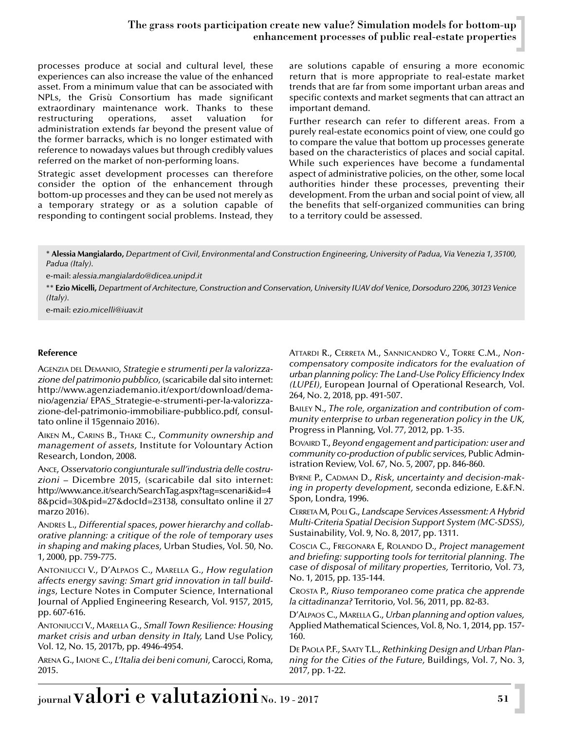processes produce at social and cultural level, these experiences can also increase the value of the enhanced asset. From a minimum value that can be associated with NPLs, the Grisù Consortium has made significant extraordinary maintenance work. Thanks to these restructuring operations, asset valuation for administration extends far beyond the present value of the former barracks, which is no longer estimated with reference to nowadays values but through credibly values referred on the market of non-performing loans.

Strategic asset development processes can therefore consider the option of the enhancement through bottom-up processes and they can be used not merely as a temporary strategy or as a solution capable of responding to contingent social problems. Instead, they are solutions capable of ensuring a more economic return that is more appropriate to real-estate market trends that are far from some important urban areas and specific contexts and market segments that can attract an important demand.

Further research can refer to different areas. From a purely real-estate economics point of view, one could go to compare the value that bottom up processes generate based on the characteristics of places and social capital. While such experiences have become a fundamental aspect of administrative policies, on the other, some local authorities hinder these processes, preventing their development. From the urban and social point of view, all the benefits that self-organized communities can bring to a territory could be assessed.

\* **Alessia Mangialardo,** *Department of Civil, Environmental and Construction Engineering, University of Padua, Via Venezia 1, 35100, Padua (Italy).*

e-mail: *alessia.mangialardo@dicea.unipd.it*

\*\* **Ezio Micelli,** *Department of Architecture, Construction and Conservation, University IUAV dof Venice, Dorsoduro 2206, 30123 Venice (Italy).*

e-mail: *ezio.micelli@iuav.it*

### Reference

Agenzia del Demanio, *Strategie e strumenti per la valorizzazione del patrimonio pubblico*, (scaricabile dal sito internet: http://www.agenziademanio.it/export/download/demanio/agenzia/ EPAS_Strategie-e-strumenti-per-la-valorizzazione-del-patrimonio-immobiliare-pubblico.pdf, consultato online il 15gennaio 2016).

Aiken M., Carins B., Thake C., *Community ownership and management of assets,* Institute for Volountary Action Research, London, 2008.

Ance, *Osservatorio congiunturale sull'industria delle costruzioni* – Dicembre 2015, (scaricabile dal sito internet: http://www.ance.it/search/SearchTag.aspx?tag=scenari&id=48&pcid=30&pid=27&docId=23138, consultato online il 27 marzo 2016).

Andres L., *Differential spaces, power hierarchy and collaborative planning: a critique of the role of temporary uses in shaping and making places,* Urban Studies, Vol. 50, No. 1, 2000, pp. 759-775.

Antoniucci V., D'Alpaos C., Marella G., *How regulation affects energy saving: Smart grid innovation in tall buildings*, Lecture Notes in Computer Science, International Journal of Applied Engineering Research, Vol. 9157, 2015, pp. 607-616.

Antoniucci V., Marella G., *Small Town Resilience: Housing market crisis and urban density in Italy,* Land Use Policy, Vol. 12, No. 15, 2017b, pp. 4946-4954.

Arena G., Iaione C., *L'Italia dei beni comuni,* Carocci, Roma, 2015.

Attardi R., Cerreta M., Sannicandro V., Torre C.M., *Non-compensatory composite indicators for the evaluation of urban planning policy: The Land-Use Policy Efficiency Index (LUPEI),* European Journal of Operational Research, Vol. 264, No. 2, 2018, pp. 491-507.

Bailey N., *The role, organization and contribution of community enterprise to urban regeneration policy in the UK,* Progress in Planning, Vol. 77, 2012, pp. 1-35.

Bovaird T., *Beyond engagement and participation: user and community co-production of public services,* Public Administration Review, Vol. 67, No. 5, 2007, pp. 846-860.

Byrne P., Cadman D., *Risk, uncertainty and decision-making in property development,* seconda edizione, E.&F.N. Spon, Londra, 1996.

Cerreta M, Poli G., *Landscape Services Assessment: A Hybrid Multi-Criteria Spatial Decision Support System (MC-SDSS),* Sustainability, Vol. 9, No. 8, 2017, pp. 1311.

Coscia C., Fregonara E, Rolando D., *Project management and briefing: supporting tools for territorial planning. The case of disposal of military properties,* Territorio, Vol. 73, No. 1, 2015, pp. 135-144.

Crosta P., *Riuso temporaneo come pratica che apprende la cittadinanza?* Territorio, Vol. 56, 2011, pp. 82-83.

D'Alpaos C., Marella G., *Urban planning and option values,* Applied Mathematical Sciences, Vol. 8, No. 1, 2014, pp. 157-160.

De Paola P.F., Saaty T.L., *Rethinking Design and Urban Planning for the Cities of the Future,* Buildings, Vol. 7, No. 3, 2017, pp. 1-22.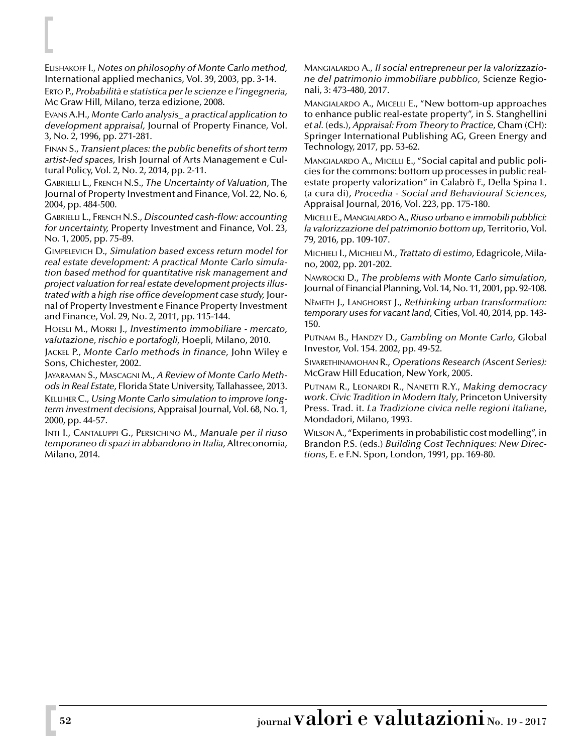Elishakoff I., *Notes on philosophy of Monte Carlo method,* International applied mechanics, Vol. 39, 2003, pp. 3-14.

Erto P., *Probabilità e statistica per le scienze e l'ingegneria,* Mc Graw Hill, Milano, terza edizione, 2008.

Evans A.H., *Monte Carlo analysis_ a practical application to development appraisal,* Journal of Property Finance, Vol. 3, No. 2, 1996, pp. 271-281.

Finan S., *Transient places: the public benefits of short term artist-led spaces,* Irish Journal of Arts Management e Cultural Policy, Vol. 2, No. 2, 2014, pp. 2-11.

Gabrielli L., French N.S., *The Uncertainty of Valuation*, The Journal of Property Investment and Finance, Vol. 22, No. 6, 2004, pp. 484-500.

Gabrielli L., French N.S., *Discounted cash-flow: accounting for uncertainty,* Property Investment and Finance, Vol. 23, No. 1, 2005, pp. 75-89.

Gimpelevich D., *Simulation based excess return model for real estate development: A practical Monte Carlo simulation based method for quantitative risk management and project valuation for real estate development projects illustrated with a high rise office development case study,* Journal of Property Investment e Finance Property Investment and Finance, Vol. 29, No. 2, 2011, pp. 115-144.

Hoesli M., Morri J., *Investimento immobiliare - mercato, valutazione, rischio e portafogli,* Hoepli, Milano, 2010.

Jackel P., *Monte Carlo methods in finance,* John Wiley e Sons, Chichester, 2002.

Jayaraman S., Mascagni M., *A Review of Monte Carlo Methods in Real Estate,* Florida State University, Tallahassee, 2013.

Kelliher C., *Using Monte Carlo simulation to improve long-term investment decisions,* Appraisal Journal, Vol. 68, No. 1, 2000, pp. 44-57.

Inti I., Cantaluppi G., Persichino M., *Manuale per il riuso temporaneo di spazi in abbandono in Italia,* Altreconomia, Milano, 2014.

Mangialardo A., *Il social entrepreneur per la valorizzazione del patrimonio immobiliare pubblico,* Scienze Regionali, 3: 473-480, 2017.

Mangialardo A., Micelli E., "New bottom-up approaches to enhance public real-estate property", in S. Stanghellini *et al*. (eds.), *Appraisal: From Theory to Practice*, Cham (CH): Springer International Publishing AG, Green Energy and Technology, 2017, pp. 53-62.

Mangialardo A., Micelli E., "Social capital and public policies for the commons: bottom up processes in public real-estate property valorization" in Calabrò F., Della Spina L. (a cura di), *Procedia - Social and Behavioural Sciences*, Appraisal Journal, 2016, Vol. 223, pp. 175-180.

Micelli E., Mangialardo A., *Riuso urbano e immobili pubblici: la valorizzazione del patrimonio bottom up,* Territorio, Vol. 79, 2016, pp. 109-107.

Michieli I., Michieli M., *Trattato di estimo,* Edagricole, Milano, 2002, pp. 201-202.

Nawrocki D., *The problems with Monte Carlo simulation,* Journal of Financial Planning, Vol. 14, No. 11, 2001, pp. 92-108.

Nèmeth J., Langhorst J., *Rethinking urban transformation: temporary uses for vacant land*, Cities, Vol. 40, 2014, pp. 143-150.

Putnam B., Handzy D., *Gambling on Monte Carlo,* Global Investor, Vol. 154. 2002, pp. 49-52.

Sivarethinamohan R., *Operations Research (Ascent Series):* McGraw Hill Education, New York, 2005.

Putnam R., Leonardi R., Nanetti R.Y., *Making democracy work. Civic Tradition in Modern Italy*, Princeton University Press. Trad. it. *La Tradizione civica nelle regioni italiane*, Mondadori, Milano, 1993.

Wilson A., "Experiments in probabilistic cost modelling", in Brandon P.S. (eds.) *Building Cost Techniques: New Directions*, E. e F.N. Spon, London, 1991, pp. 169-80.